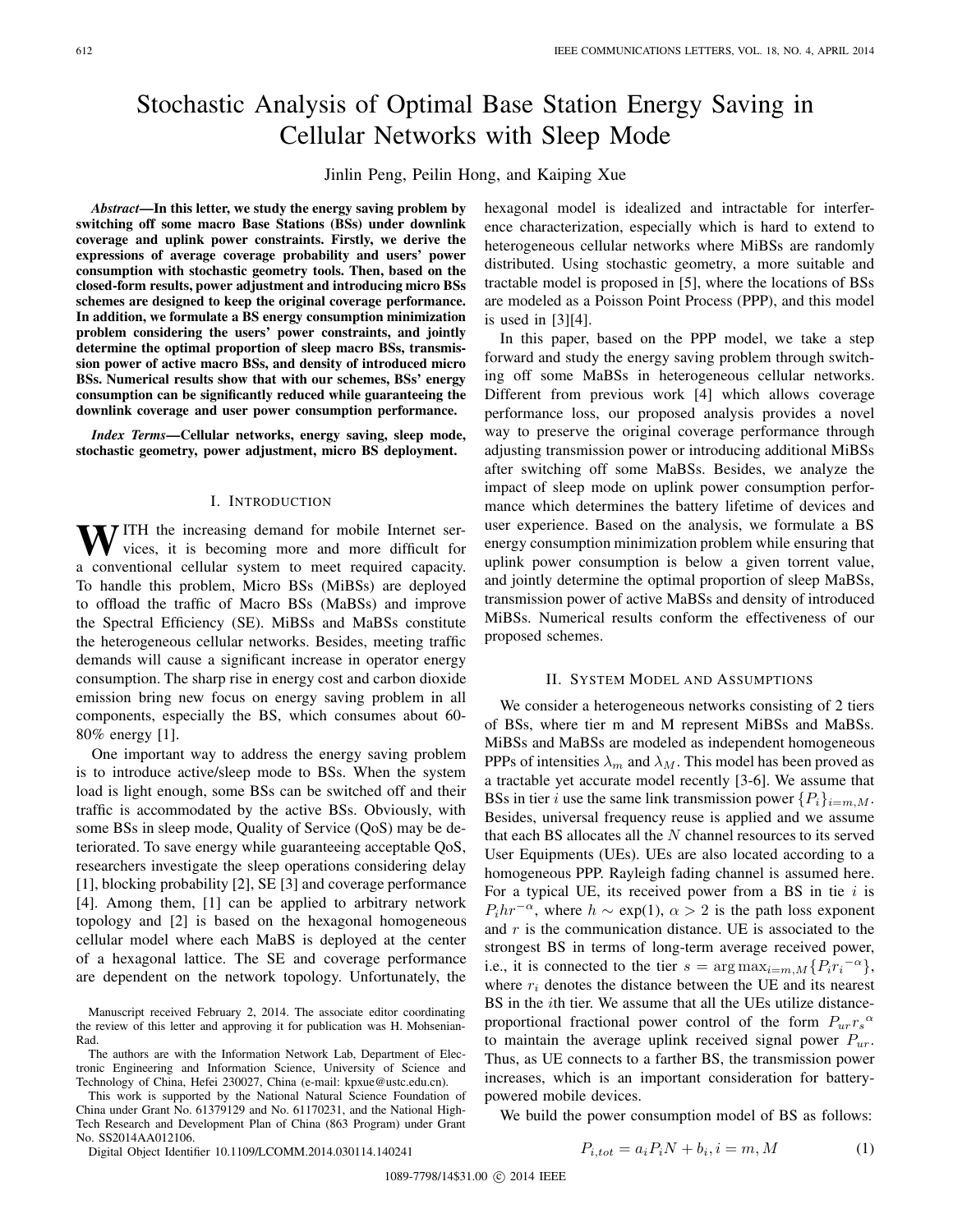# Stochastic Analysis of Optimal Base Station Energy Saving in Cellular Networks with Sleep Mode

Jinlin Peng, Peilin Hong, and Kaiping Xue

***Abstract*—In this letter, we study the energy saving problem by switching off some macro Base Stations (BSs) under downlink coverage and uplink power constraints. Firstly, we derive the expressions of average coverage probability and users' power consumption with stochastic geometry tools. Then, based on the closed-form results, power adjustment and introducing micro BSs schemes are designed to keep the original coverage performance. In addition, we formulate a BS energy consumption minimization problem considering the users' power constraints, and jointly determine the optimal proportion of sleep macro BSs, transmission power of active macro BSs, and density of introduced micro BSs. Numerical results show that with our schemes, BSs' energy consumption can be significantly reduced while guaranteeing the downlink coverage and user power consumption performance.**

***Index Terms*—Cellular networks, energy saving, sleep mode, stochastic geometry, power adjustment, micro BS deployment.**

## I. Introduction

With the increasing demand for mobile Internet services, it is becoming more and more difficult for a conventional cellular system to meet required capacity. To handle this problem, Micro BSs (MiBSs) are deployed to offload the traffic of Macro BSs (MaBSs) and improve the Spectral Efficiency (SE). MiBSs and MaBSs constitute the heterogeneous cellular networks. Besides, meeting traffic demands will cause a significant increase in operator energy consumption. The sharp rise in energy cost and carbon dioxide emission bring new focus on energy saving problem in all components, especially the BS, which consumes about 60-80% energy [1].

One important way to address the energy saving problem is to introduce active/sleep mode to BSs. When the system load is light enough, some BSs can be switched off and their traffic is accommodated by the active BSs. Obviously, with some BSs in sleep mode, Quality of Service (QoS) may be deteriorated. To save energy while guaranteeing acceptable QoS, researchers investigate the sleep operations considering delay [1], blocking probability [2], SE [3] and coverage performance [4]. Among them, [1] can be applied to arbitrary network topology and [2] is based on the hexagonal homogeneous cellular model where each MaBS is deployed at the center of a hexagonal lattice. The SE and coverage performance are dependent on the network topology. Unfortunately, the hexagonal model is idealized and intractable for interference characterization, especially which is hard to extend to heterogeneous cellular networks where MiBSs are randomly distributed. Using stochastic geometry, a more suitable and tractable model is proposed in [5], where the locations of BSs are modeled as a Poisson Point Process (PPP), and this model is used in [3][4].

In this paper, based on the PPP model, we take a step forward and study the energy saving problem through switching off some MaBSs in heterogeneous cellular networks. Different from previous work [4] which allows coverage performance loss, our proposed analysis provides a novel way to preserve the original coverage performance through adjusting transmission power or introducing additional MiBSs after switching off some MaBSs. Besides, we analyze the impact of sleep mode on uplink power consumption performance which determines the battery lifetime of devices and user experience. Based on the analysis, we formulate a BS energy consumption minimization problem while ensuring that uplink power consumption is below a given torrent value, and jointly determine the optimal proportion of sleep MaBSs, transmission power of active MaBSs and density of introduced MiBSs. Numerical results conform the effectiveness of our proposed schemes.

## II. System Model and Assumptions

We consider a heterogeneous networks consisting of 2 tiers of BSs, where tier m and M represent MiBSs and MaBSs. MiBSs and MaBSs are modeled as independent homogeneous PPPs of intensities $\lambda_m$ and $\lambda_M$. This model has been proved as a tractable yet accurate model recently [3-6]. We assume that BSs in tier $i$ use the same link transmission power $\{P_i\}_{i=m,M}$. Besides, universal frequency reuse is applied and we assume that each BS allocates all the $N$ channel resources to its served User Equipments (UEs). UEs are also located according to a homogeneous PPP. Rayleigh fading channel is assumed here. For a typical UE, its received power from a BS in tie $i$ is $P_i h r^{-\alpha}$, where $h \sim \exp(1)$, $\alpha > 2$ is the path loss exponent and $r$ is the communication distance. UE is associated to the strongest BS in terms of long-term average received power, i.e., it is connected to the tier $s = \arg\max_{i=m,M}\{P_i {r_i}^{-\alpha}\}$, where $r_i$ denotes the distance between the UE and its nearest BS in the $i$th tier. We assume that all the UEs utilize distance-proportional fractional power control of the form $P_{ur} {r_s}^{\alpha}$ to maintain the average uplink received signal power $P_{ur}$. Thus, as UE connects to a farther BS, the transmission power increases, which is an important consideration for battery-powered mobile devices.

We build the power consumption model of BS as follows:

$$P_{i,tot} = a_i P_i N + b_i, i = m, M \tag{1}$$

Manuscript received February 2, 2014. The associate editor coordinating the review of this letter and approving it for publication was H. Mohsenian-Rad.

The authors are with the Information Network Lab, Department of Electronic Engineering and Information Science, University of Science and Technology of China, Hefei 230027, China (e-mail: kpxue@ustc.edu.cn).

This work is supported by the National Natural Science Foundation of China under Grant No. 61379129 and No. 61170231, and the National High-Tech Research and Development Plan of China (863 Program) under Grant No. SS2014AA012106.

Digital Object Identifier 10.1109/LCOMM.2014.030114.140241

1089-7798/14$31.00 © 2014 IEEE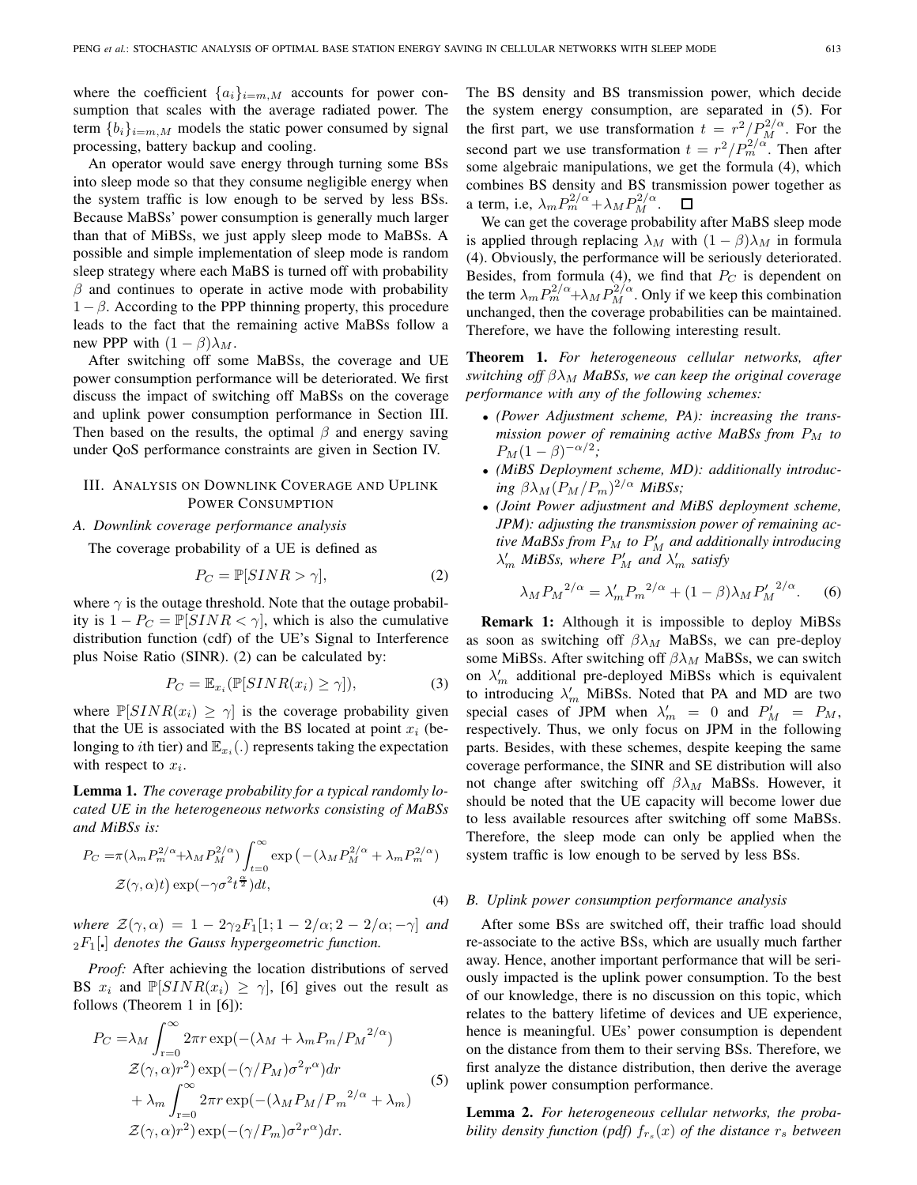where the coefficient $\{a_i\}_{i=m,M}$ accounts for power consumption that scales with the average radiated power. The term $\{b_i\}_{i=m,M}$ models the static power consumed by signal processing, battery backup and cooling.

An operator would save energy through turning some BSs into sleep mode so that they consume negligible energy when the system traffic is low enough to be served by less BSs. Because MaBSs' power consumption is generally much larger than that of MiBSs, we just apply sleep mode to MaBSs. A possible and simple implementation of sleep mode is random sleep strategy where each MaBS is turned off with probability $\beta$ and continues to operate in active mode with probability $1-\beta$. According to the PPP thinning property, this procedure leads to the fact that the remaining active MaBSs follow a new PPP with $(1-\beta)\lambda_M$.

After switching off some MaBSs, the coverage and UE power consumption performance will be deteriorated. We first discuss the impact of switching off MaBSs on the coverage and uplink power consumption performance in Section III. Then based on the results, the optimal $\beta$ and energy saving under QoS performance constraints are given in Section IV.

## III. Analysis on Downlink Coverage and Uplink Power Consumption

### A. Downlink coverage performance analysis

The coverage probability of a UE is defined as

$$P_C = \mathbb{P}[SINR > \gamma], \tag{2}$$

where $\gamma$ is the outage threshold. Note that the outage probability is $1-P_C = \mathbb{P}[SINR < \gamma]$, which is also the cumulative distribution function (cdf) of the UE's Signal to Interference plus Noise Ratio (SINR). (2) can be calculated by:

$$P_C = \mathbb{E}_{x_i}(\mathbb{P}[SINR(x_i) \geq \gamma]), \tag{3}$$

where $\mathbb{P}[SINR(x_i) \geq \gamma]$ is the coverage probability given that the UE is associated with the BS located at point $x_i$ (belonging to $i$th tier) and $\mathbb{E}_{x_i}(.)$ represents taking the expectation with respect to $x_i$.

**Lemma 1.** *The coverage probability for a typical randomly located UE in the heterogeneous networks consisting of MaBSs and MiBSs is:*

$$P_C = \pi(\lambda_m P_m^{2/\alpha} + \lambda_M P_M^{2/\alpha}) \int_{t=0}^{\infty} \exp\left(-(\lambda_M P_M^{2/\alpha} + \lambda_m P_m^{2/\alpha}) \mathcal{Z}(\gamma,\alpha)t\right) \exp(-\gamma\sigma^2 t^{\frac{\alpha}{2}}) dt, \tag{4}$$

*where* $\mathcal{Z}(\gamma,\alpha) = 1 - 2\gamma_2 F_1[1; 1-2/\alpha; 2-2/\alpha; -\gamma]$ *and* ${}_2F_1[.]$ *denotes the Gauss hypergeometric function.*

*Proof:* After achieving the location distributions of served BS $x_i$ and $\mathbb{P}[SINR(x_i) \geq \gamma]$, [6] gives out the result as follows (Theorem 1 in [6]):

$$\begin{aligned} P_C =& \lambda_M \int_{r=0}^{\infty} 2\pi r \exp(-(\lambda_M + \lambda_m P_m / {P_M}^{2/\alpha}) \\ & \mathcal{Z}(\gamma,\alpha) r^2) \exp(-(\gamma/P_M)\sigma^2 r^\alpha) dr \\ & + \lambda_m \int_{r=0}^{\infty} 2\pi r \exp(-(\lambda_M P_M / {P_m}^{2/\alpha} + \lambda_m) \\ & \mathcal{Z}(\gamma,\alpha) r^2) \exp(-(\gamma/P_m)\sigma^2 r^\alpha) dr. \end{aligned} \tag{5}$$

The BS density and BS transmission power, which decide the system energy consumption, are separated in (5). For the first part, we use transformation $t = r^2/P_M^{2/\alpha}$. For the second part we use transformation $t = r^2/P_m^{2/\alpha}$. Then after some algebraic manipulations, we get the formula (4), which combines BS density and BS transmission power together as a term, i.e, $\lambda_m P_m^{2/\alpha} + \lambda_M P_M^{2/\alpha}$. $\square$

We can get the coverage probability after MaBS sleep mode is applied through replacing $\lambda_M$ with $(1-\beta)\lambda_M$ in formula (4). Obviously, the performance will be seriously deteriorated. Besides, from formula (4), we find that $P_C$ is dependent on the term $\lambda_m P_m^{2/\alpha} + \lambda_M P_M^{2/\alpha}$. Only if we keep this combination unchanged, then the coverage probabilities can be maintained. Therefore, we have the following interesting result.

**Theorem 1.** *For heterogeneous cellular networks, after switching off $\beta\lambda_M$ MaBSs, we can keep the original coverage performance with any of the following schemes:*

- *(Power Adjustment scheme, PA): increasing the transmission power of remaining active MaBSs from $P_M$ to $P_M(1-\beta)^{-\alpha/2}$;*
- *(MiBS Deployment scheme, MD): additionally introducing $\beta\lambda_M(P_M/P_m)^{2/\alpha}$ MiBSs;*
- *(Joint Power adjustment and MiBS deployment scheme, JPM): adjusting the transmission power of remaining active MaBSs from $P_M$ to $P'_M$ and additionally introducing $\lambda'_m$ MiBSs, where $P'_M$ and $\lambda'_m$ satisfy*

$$\lambda_M {P_M}^{2/\alpha} = \lambda'_m {P_m}^{2/\alpha} + (1-\beta)\lambda_M {P'_M}^{2/\alpha}. \tag{6}$$

**Remark 1:** Although it is impossible to deploy MiBSs as soon as switching off $\beta\lambda_M$ MaBSs, we can pre-deploy some MiBSs. After switching off $\beta\lambda_M$ MaBSs, we can switch on $\lambda'_m$ additional pre-deployed MiBSs which is equivalent to introducing $\lambda'_m$ MiBSs. Noted that PA and MD are two special cases of JPM when $\lambda'_m = 0$ and $P'_M = P_M$, respectively. Thus, we only focus on JPM in the following parts. Besides, with these schemes, despite keeping the same coverage performance, the SINR and SE distribution will also not change after switching off $\beta\lambda_M$ MaBSs. However, it should be noted that the UE capacity will become lower due to less available resources after switching off some MaBSs. Therefore, the sleep mode can only be applied when the system traffic is low enough to be served by less BSs.

### B. Uplink power consumption performance analysis

After some BSs are switched off, their traffic load should re-associate to the active BSs, which are usually much farther away. Hence, another important performance that will be seriously impacted is the uplink power consumption. To the best of our knowledge, there is no discussion on this topic, which relates to the battery lifetime of devices and UE experience, hence is meaningful. UEs' power consumption is dependent on the distance from them to their serving BSs. Therefore, we first analyze the distance distribution, then derive the average uplink power consumption performance.

**Lemma 2.** *For heterogeneous cellular networks, the probability density function (pdf) $f_{r_s}(x)$ of the distance $r_s$ between*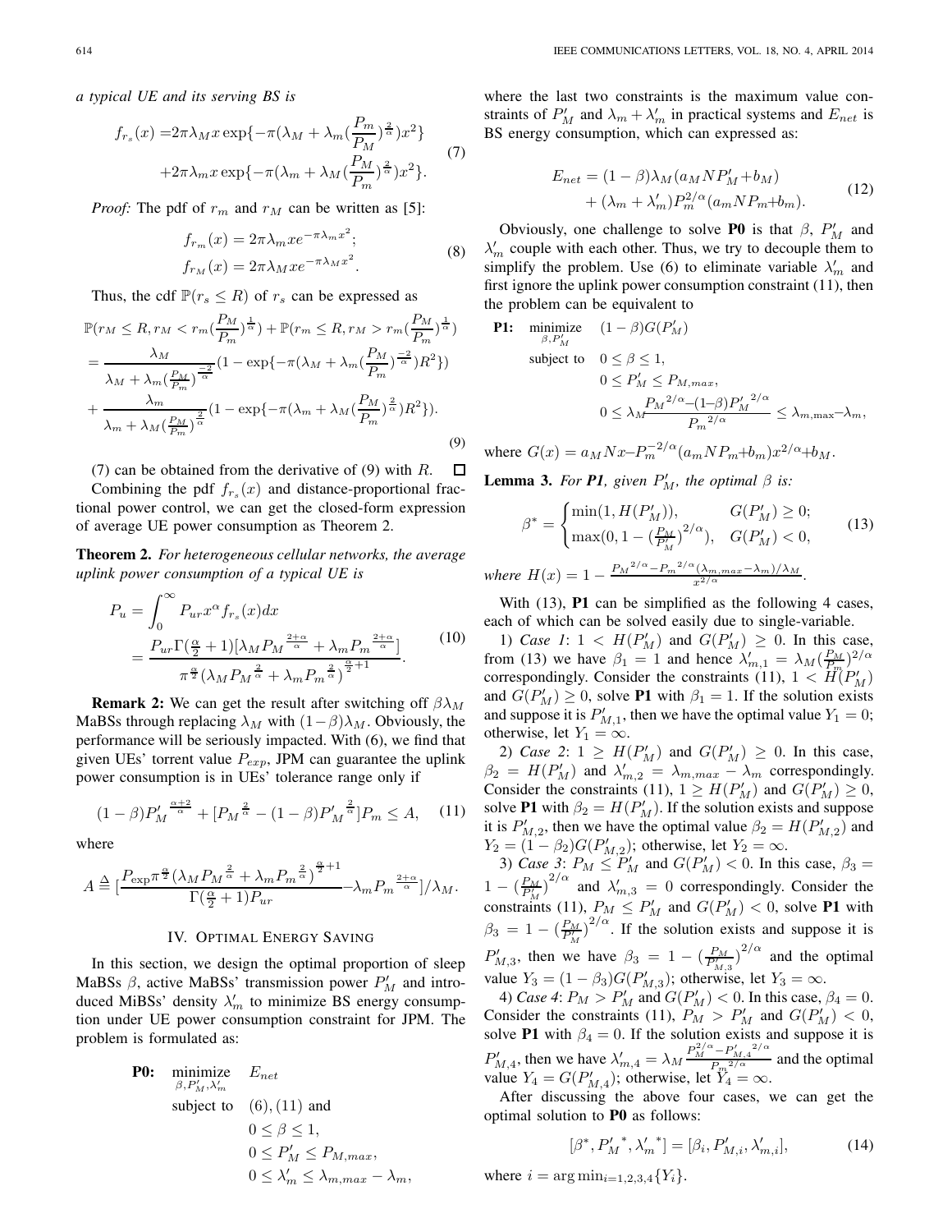*a typical UE and its serving BS is*

$$f_{r_s}(x) = 2\pi\lambda_M x \exp\{-\pi(\lambda_M + \lambda_m(\frac{P_m}{P_M})^{\frac{2}{\alpha}})x^2\} + 2\pi\lambda_m x \exp\{-\pi(\lambda_m + \lambda_M(\frac{P_M}{P_m})^{\frac{2}{\alpha}})x^2\}. \tag{7}$$

*Proof:* The pdf of $r_m$ and $r_M$ can be written as [5]:

$$f_{r_m}(x) = 2\pi\lambda_m x e^{-\pi\lambda_m x^2}; \quad f_{r_M}(x) = 2\pi\lambda_M x e^{-\pi\lambda_M x^2}. \tag{8}$$

Thus, the cdf $\mathbb{P}(r_s \le R)$ of $r_s$ can be expressed as

$$\begin{aligned}
&\mathbb{P}(r_M \le R, r_M < r_m(\frac{P_M}{P_m})^{\frac{1}{\alpha}}) + \mathbb{P}(r_m \le R, r_M > r_m(\frac{P_M}{P_m})^{\frac{1}{\alpha}}) \\
&= \frac{\lambda_M}{\lambda_M + \lambda_m(\frac{P_M}{P_m})^{\frac{-2}{\alpha}}}(1 - \exp\{-\pi(\lambda_M + \lambda_m(\frac{P_M}{P_m})^{\frac{-2}{\alpha}})R^2\}) \\
&+ \frac{\lambda_m}{\lambda_m + \lambda_M(\frac{P_M}{P_m})^{\frac{2}{\alpha}}}(1 - \exp\{-\pi(\lambda_m + \lambda_M(\frac{P_M}{P_m})^{\frac{2}{\alpha}})R^2\}).
\end{aligned} \tag{9}$$

(7) can be obtained from the derivative of (9) with $R$. □

Combining the pdf $f_{r_s}(x)$ and distance-proportional fractional power control, we can get the closed-form expression of average UE power consumption as Theorem 2.

**Theorem 2.** *For heterogeneous cellular networks, the average uplink power consumption of a typical UE is*

$$P_u = \int_0^\infty P_{ur} x^\alpha f_{r_s}(x)dx = \frac{P_{ur}\Gamma(\frac{\alpha}{2}+1)[\lambda_M {P_M}^{\frac{2+\alpha}{\alpha}} + \lambda_m {P_m}^{\frac{2+\alpha}{\alpha}}]}{\pi^{\frac{\alpha}{2}}(\lambda_M {P_M}^{\frac{2}{\alpha}} + \lambda_m {P_m}^{\frac{2}{\alpha}})^{\frac{\alpha}{2}+1}}. \tag{10}$$

**Remark 2:** We can get the result after switching off $\beta\lambda_M$ MaBSs through replacing $\lambda_M$ with $(1-\beta)\lambda_M$. Obviously, the performance will be seriously impacted. With (6), we find that given UEs' torrent value $P_{exp}$, JPM can guarantee the uplink power consumption is in UEs' tolerance range only if

$$(1-\beta){P'_M}^{\frac{\alpha+2}{\alpha}} + [{P_M}^{\frac{2}{\alpha}} - (1-\beta){P'_M}^{\frac{2}{\alpha}}]P_m \le A, \tag{11}$$

where

$$A \triangleq [\frac{P_{\exp}\pi^{\frac{\alpha}{2}}(\lambda_M {P_M}^{\frac{2}{\alpha}} + \lambda_m {P_m}^{\frac{2}{\alpha}})^{\frac{\alpha}{2}+1}}{\Gamma(\frac{\alpha}{2}+1)P_{ur}} - \lambda_m {P_m}^{\frac{2+\alpha}{\alpha}}]/\lambda_M.$$

## IV. Optimal Energy Saving

In this section, we design the optimal proportion of sleep MaBSs $\beta$, active MaBSs' transmission power $P'_M$ and introduced MiBSs' density $\lambda'_m$ to minimize BS energy consumption under UE power consumption constraint for JPM. The problem is formulated as:

$$\begin{aligned}
\textbf{P0:} \quad & \underset{\beta, P'_M, \lambda'_m}{\text{minimize}} \quad E_{net} \\
& \text{subject to} \quad (6), (11) \text{ and} \\
& \quad 0 \le \beta \le 1, \\
& \quad 0 \le P'_M \le P_{M,max}, \\
& \quad 0 \le \lambda'_m \le \lambda_{m,max} - \lambda_m,
\end{aligned}$$

where the last two constraints is the maximum value constraints of $P'_M$ and $\lambda_m + \lambda'_m$ in practical systems and $E_{net}$ is BS energy consumption, which can expressed as:

$$E_{net} = (1-\beta)\lambda_M(a_M N P'_M + b_M) + (\lambda_m + \lambda'_m)P_m^{2/\alpha}(a_m N P_m + b_m). \tag{12}$$

Obviously, one challenge to solve **P0** is that $\beta$, $P'_M$ and $\lambda'_m$ couple with each other. Thus, we try to decouple them to simplify the problem. Use (6) to eliminate variable $\lambda'_m$ and first ignore the uplink power consumption constraint (11), then the problem can be equivalent to

$$\begin{aligned}
\textbf{P1:} \quad & \underset{\beta, P'_M}{\text{minimize}} \quad (1-\beta)G(P'_M) \\
& \text{subject to} \quad 0 \le \beta \le 1, \\
& \quad 0 \le P'_M \le P_{M,max}, \\
& \quad 0 \le \lambda_M \frac{{P_M}^{2/\alpha} - (1-\beta){P'_M}^{2/\alpha}}{{P_m}^{2/\alpha}} \le \lambda_{m,\max} - \lambda_m,
\end{aligned}$$

where $G(x) = a_M N x - P_m^{-2/\alpha}(a_m N P_m + b_m)x^{2/\alpha} + b_M$.

**Lemma 3.** *For **P1**, given $P'_M$, the optimal $\beta$ is:*

$$\beta^* = \begin{cases} \min(1, H(P'_M)), & G(P'_M) \ge 0; \\ \max(0, 1 - (\frac{P_M}{P'_M})^{2/\alpha}), & G(P'_M) < 0, \end{cases} \tag{13}$$

*where* $H(x) = 1 - \frac{{P_M}^{2/\alpha} - {P_m}^{2/\alpha}(\lambda_{m,max} - \lambda_m)/\lambda_M}{x^{2/\alpha}}$.

With (13), **P1** can be simplified as the following 4 cases, each of which can be solved easily due to single-variable.

1) *Case 1*: $1 < H(P'_M)$ and $G(P'_M) \ge 0$. In this case, from (13) we have $\beta_1 = 1$ and hence $\lambda'_{m,1} = \lambda_M(\frac{P_M}{P_m})^{2/\alpha}$ correspondingly. Consider the constraints (11), $1 < H(P'_M)$ and $G(P'_M) \ge 0$, solve **P1** with $\beta_1 = 1$. If the solution exists and suppose it is $P'_{M,1}$, then we have the optimal value $Y_1 = 0$; otherwise, let $Y_1 = \infty$.

2) *Case 2*: $1 \ge H(P'_M)$ and $G(P'_M) \ge 0$. In this case, $\beta_2 = H(P'_M)$ and $\lambda'_{m,2} = \lambda_{m,max} - \lambda_m$ correspondingly. Consider the constraints (11), $1 \ge H(P'_M)$ and $G(P'_M) \ge 0$, solve **P1** with $\beta_2 = H(P'_M)$. If the solution exists and suppose it is $P'_{M,2}$, then we have the optimal value $\beta_2 = H(P'_{M,2})$ and $Y_2 = (1-\beta_2)G(P'_{M,2})$; otherwise, let $Y_2 = \infty$.

3) *Case 3*: $P_M \le P'_M$ and $G(P'_M) < 0$. In this case, $\beta_3 = 1 - (\frac{P_M}{P'_M})^{2/\alpha}$ and $\lambda'_{m,3} = 0$ correspondingly. Consider the constraints (11), $P_M \le P'_M$ and $G(P'_M) < 0$, solve **P1** with $\beta_3 = 1 - (\frac{P_M}{P'_M})^{2/\alpha}$. If the solution exists and suppose it is $P'_{M,3}$, then we have $\beta_3 = 1 - (\frac{P_M}{P'_{M,3}})^{2/\alpha}$ and the optimal value $Y_3 = (1-\beta_3)G(P'_{M,3})$; otherwise, let $Y_3 = \infty$.

4) *Case 4*: $P_M > P'_M$ and $G(P'_M) < 0$. In this case, $\beta_4 = 0$. Consider the constraints (11), $P_M > P'_M$ and $G(P'_M) < 0$, solve **P1** with $\beta_4 = 0$. If the solution exists and suppose it is $P'_{M,4}$, then we have $\lambda'_{m,4} = \lambda_M \frac{P_M^{2/\alpha} - {P'_{M,4}}^{2/\alpha}}{{P_m}^{2/\alpha}}$ and the optimal value $Y_4 = G(P'_{M,4})$; otherwise, let $Y_4 = \infty$.

After discussing the above four cases, we can get the optimal solution to **P0** as follows:

$$[\beta^*, {P'_M}^*, {\lambda'_m}^*] = [\beta_i, P'_{M,i}, \lambda'_{m,i}], \tag{14}$$

where $i = \arg\min_{i=1,2,3,4}\{Y_i\}$.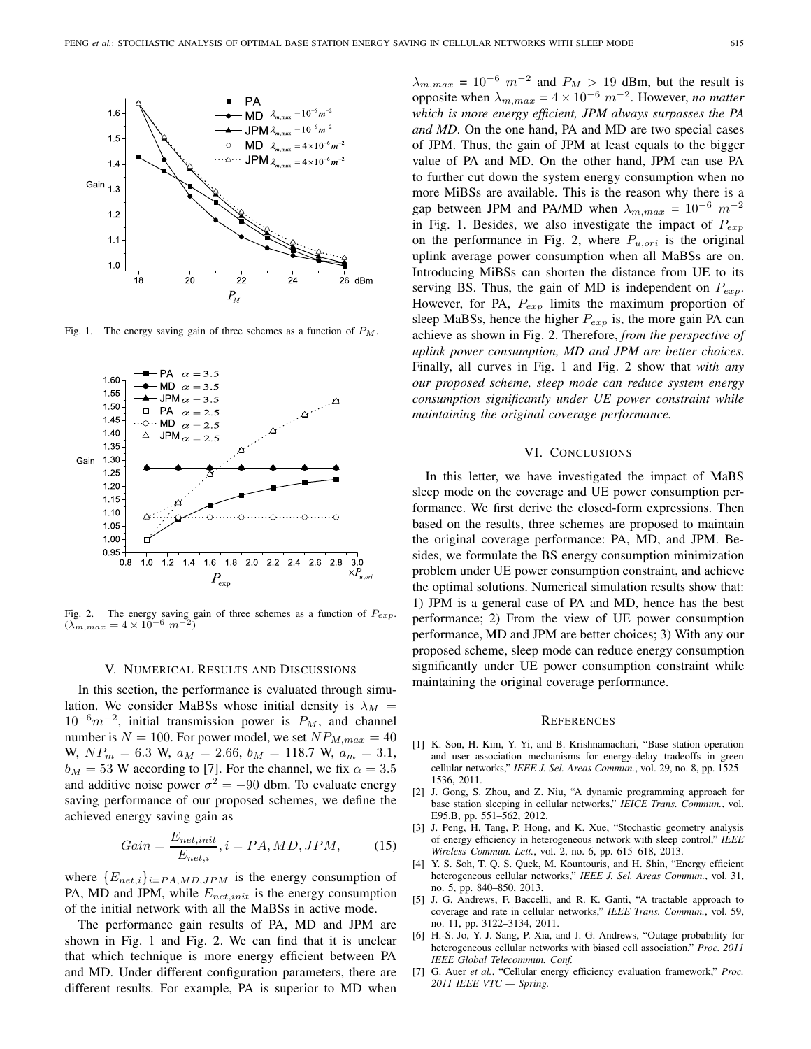PA

MD $\lambda_{m,\max} = 10^{-6} m^{-2}$

JPM $\lambda_{m,\max} = 10^{-6} m^{-2}$

MD $\lambda_{m,\max} = 4\times10^{-6} m^{-2}$

JPM $\lambda_{m,\max} = 4\times10^{-6} m^{-2}$

Gain

1.6

1.5

1.4

1.3

1.2

1.1

1.0

18 20 22 24 26 dBm

$P_M$

Fig. 1. The energy saving gain of three schemes as a function of $P_M$.

PA $\alpha = 3.5$

MD $\alpha = 3.5$

JPM $\alpha = 3.5$

PA $\alpha = 2.5$

MD $\alpha = 2.5$

JPM $\alpha = 2.5$

Gain

1.60 1.55 1.50 1.45 1.40 1.35 1.30 1.25 1.20 1.15 1.10 1.05 1.00 0.95

0.8 1.0 1.2 1.4 1.6 1.8 2.0 2.2 2.4 2.6 2.8 3.0

$\times P_{u,ori}$

$P_{\exp}$

Fig. 2. The energy saving gain of three schemes as a function of $P_{exp}$. ($\lambda_{m,max} = 4 \times 10^{-6}\ m^{-2}$)

## V. Numerical Results and Discussions

In this section, the performance is evaluated through simulation. We consider MaBSs whose initial density is $\lambda_M = 10^{-6} m^{-2}$, initial transmission power is $P_M$, and channel number is $N = 100$. For power model, we set $NP_{M,max} = 40$ W, $NP_m = 6.3$ W, $a_M = 2.66$, $b_M = 118.7$ W, $a_m = 3.1$, $b_m = 53$ W according to [7]. For the channel, we fix $\alpha = 3.5$ and additive noise power $\sigma^2 = -90$ dbm. To evaluate energy saving performance of our proposed schemes, we define the achieved energy saving gain as

$$Gain = \frac{E_{net,init}}{E_{net,i}}, i = PA, MD, JPM, \tag{15}$$

where $\{E_{net,i}\}_{i=PA,MD,JPM}$ is the energy consumption of PA, MD and JPM, while $E_{net,init}$ is the energy consumption of the initial network with all the MaBSs in active mode.

The performance gain results of PA, MD and JPM are shown in Fig. 1 and Fig. 2. We can find that it is unclear that which technique is more energy efficient between PA and MD. Under different configuration parameters, there are different results. For example, PA is superior to MD when $\lambda_{m,max} = 10^{-6}\ m^{-2}$ and $P_M > 19$ dBm, but the result is opposite when $\lambda_{m,max} = 4 \times 10^{-6}\ m^{-2}$. However, *no matter which is more energy efficient, JPM always surpasses the PA and MD*. On the one hand, PA and MD are two special cases of JPM. Thus, the gain of JPM at least equals to the bigger value of PA and MD. On the other hand, JPM can use PA to further cut down the system energy consumption when no more MiBSs are available. This is the reason why there is a gap between JPM and PA/MD when $\lambda_{m,max} = 10^{-6}\ m^{-2}$ in Fig. 1. Besides, we also investigate the impact of $P_{exp}$ on the performance in Fig. 2, where $P_{u,ori}$ is the original uplink average power consumption when all MaBSs are on. Introducing MiBSs can shorten the distance from UE to its serving BS. Thus, the gain of MD is independent on $P_{exp}$. However, for PA, $P_{exp}$ limits the maximum proportion of sleep MaBSs, hence the higher $P_{exp}$ is, the more gain PA can achieve as shown in Fig. 2. Therefore, *from the perspective of uplink power consumption, MD and JPM are better choices*. Finally, all curves in Fig. 1 and Fig. 2 show that *with any our proposed scheme, sleep mode can reduce system energy consumption significantly under UE power constraint while maintaining the original coverage performance.*

## VI. Conclusions

In this letter, we have investigated the impact of MaBS sleep mode on the coverage and UE power consumption performance. We first derive the closed-form expressions. Then based on the results, three schemes are proposed to maintain the original coverage performance: PA, MD, and JPM. Besides, we formulate the BS energy consumption minimization problem under UE power consumption constraint, and achieve the optimal solutions. Numerical simulation results show that: 1) JPM is a general case of PA and MD, hence has the best performance; 2) From the view of UE power consumption performance, MD and JPM are better choices; 3) With any our proposed scheme, sleep mode can reduce energy consumption significantly under UE power consumption constraint while maintaining the original coverage performance.

## References

[1] K. Son, H. Kim, Y. Yi, and B. Krishnamachari, "Base station operation and user association mechanisms for energy-delay tradeoffs in green cellular networks," *IEEE J. Sel. Areas Commun.*, vol. 29, no. 8, pp. 1525–1536, 2011.

[2] J. Gong, S. Zhou, and Z. Niu, "A dynamic programming approach for base station sleeping in cellular networks," *IEICE Trans. Commun.*, vol. E95.B, pp. 551–562, 2012.

[3] J. Peng, H. Tang, P. Hong, and K. Xue, "Stochastic geometry analysis of energy efficiency in heterogeneous network with sleep control," *IEEE Wireless Commun. Lett.*, vol. 2, no. 6, pp. 615–618, 2013.

[4] Y. S. Soh, T. Q. S. Quek, M. Kountouris, and H. Shin, "Energy efficient heterogeneous cellular networks," *IEEE J. Sel. Areas Commun.*, vol. 31, no. 5, pp. 840–850, 2013.

[5] J. G. Andrews, F. Baccelli, and R. K. Ganti, "A tractable approach to coverage and rate in cellular networks," *IEEE Trans. Commun.*, vol. 59, no. 11, pp. 3122–3134, 2011.

[6] H.-S. Jo, Y. J. Sang, P. Xia, and J. G. Andrews, "Outage probability for heterogeneous cellular networks with biased cell association," *Proc. 2011 IEEE Global Telecommun. Conf.*

[7] G. Auer *et al.*, "Cellular energy efficiency evaluation framework," *Proc. 2011 IEEE VTC — Spring.*